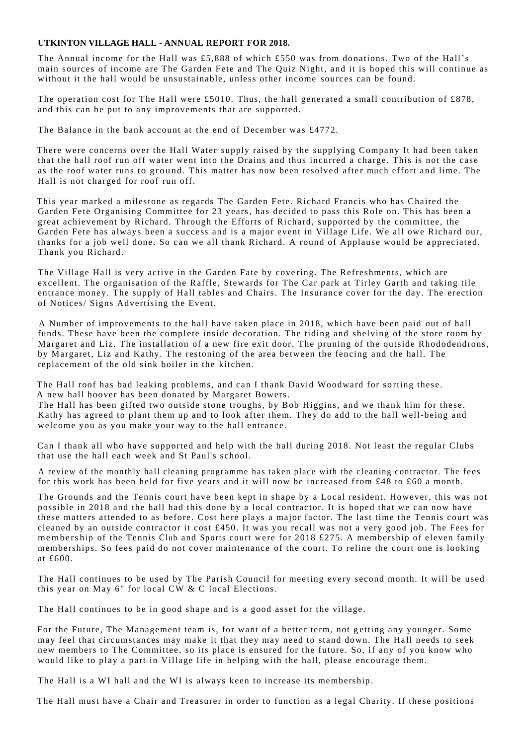**UTKINTON VILLAGE HALL - ANNUAL REPORT FOR 2018.**

The Annual income for the Hall was £5,888 of which £550 was from donations. Two of the Hall's main sources of income are The Garden Fete and The Quiz Night, and it is hoped this will continue as without it the hall would be unsustainable, unless other income sources can be found.

The operation cost for The Hall were £5010. Thus, the hall generated a small contribution of £878, and this can be put to any improvements that are supported.

The Balance in the bank account at the end of December was £4772.

There were concerns over the Hall Water supply raised by the supplying Company It had been taken that the hall roof run off water went into the Drains and thus incurred a charge. This is not the case as the roof water runs to ground. This matter has now been resolved after much effort and lime. The Hall is not charged for roof run off.

This year marked a milestone as regards The Garden Fete. Richard Francis who has Chaired the Garden Fete Organising Committee for 23 years, has decided to pass this Role on. This has been a great achievement by Richard. Through the Efforts of Richard, supported by the committee, the Garden Fete has always been a success and is a major event in Village Life. We all owe Richard our, thanks for a job well done. So can we all thank Richard. A round of Applause would be appreciated. Thank you Richard.

The Village Hall is very active in the Garden Fate by covering. The Refreshments, which are excellent. The organisation of the Raffle, Stewards for The Car park at Tirley Garth and taking tile entrance money. The supply of Hall tables and Chairs. The Insurance cover for the day. The erection of Notices/ Signs Advertising the Event.

A Number of improvements to the hall have taken place in 2018, which have been paid out of hall funds. These have been the complete inside decoration. The tiding and shelving of the store room by Margaret and Liz. The installation of a new fire exit door. The pruning of the outside Rhododendrons, by Margaret, Liz and Kathy. The restoning of the area between the fencing and the hall. The replacement of the old sink boiler in the kitchen.

The Hall roof has bad leaking problems, and can I thank David Woodward for sorting these.
A new hall hoover has been donated by Margaret Bowers.
The Hall has been gifted two outside stone troughs, by Bob Higgins, and we thank him for these. Kathy has agreed to plant them up and to look after them. They do add to the hall well-being and welcome you as you make your way to the hall entrance.

Can I thank all who have supported and help with the hall during 2018. Not least the regular Clubs that use the hall each week and St Paul's school.

A review of the monthly hall cleaning programme has taken place with the cleaning contractor. The fees for this work has been held for five years and it will now be increased from £48 to £60 a month.

The Grounds and the Tennis court have been kept in shape by a Local resident. However, this was not possible in 2018 and the hall had this done by a local contractor. It is hoped that we can now have these matters attended to as before. Cost here plays a major factor. The last time the Tennis court was cleaned by an outside contractor it cost £450. It was you recall was not a very good job. The Fees for membership of the Tennis Club and Sports court were for 2018 £275. A membership of eleven family memberships. So fees paid do not cover maintenance of the court. To reline the court one is looking at £600.

The Hall continues to be used by The Parish Council for meeting every second month. It will be used this year on May 6" for local CW & C local Elections.

The Hall continues to be in good shape and is a good asset for the village.

For the Future, The Management team is, for want of a better term, not getting any younger. Some may feel that circumstances may make it that they may need to stand down. The Hall needs to seek new members to The Committee, so its place is ensured for the future. So, if any of you know who would like to play a part in Village life in helping with the hall, please encourage them.

The Hall is a WI hall and the WI is always keen to increase its membership.

The Hall must have a Chair and Treasurer in order to function as a legal Charity. If these positions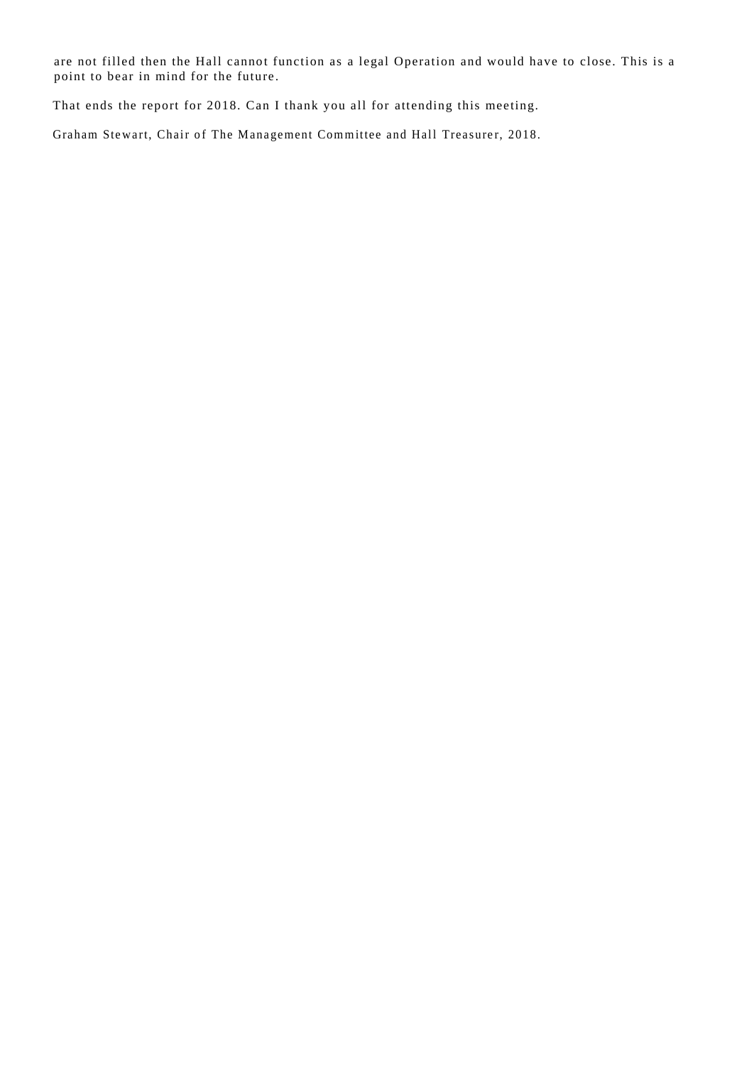are not filled then the Hall cannot function as a legal Operation and would have to close. This is a point to bear in mind for the future.

That ends the report for 2018. Can I thank you all for attending this meeting.

Graham Stewart, Chair of The Management Committee and Hall Treasurer, 2018.